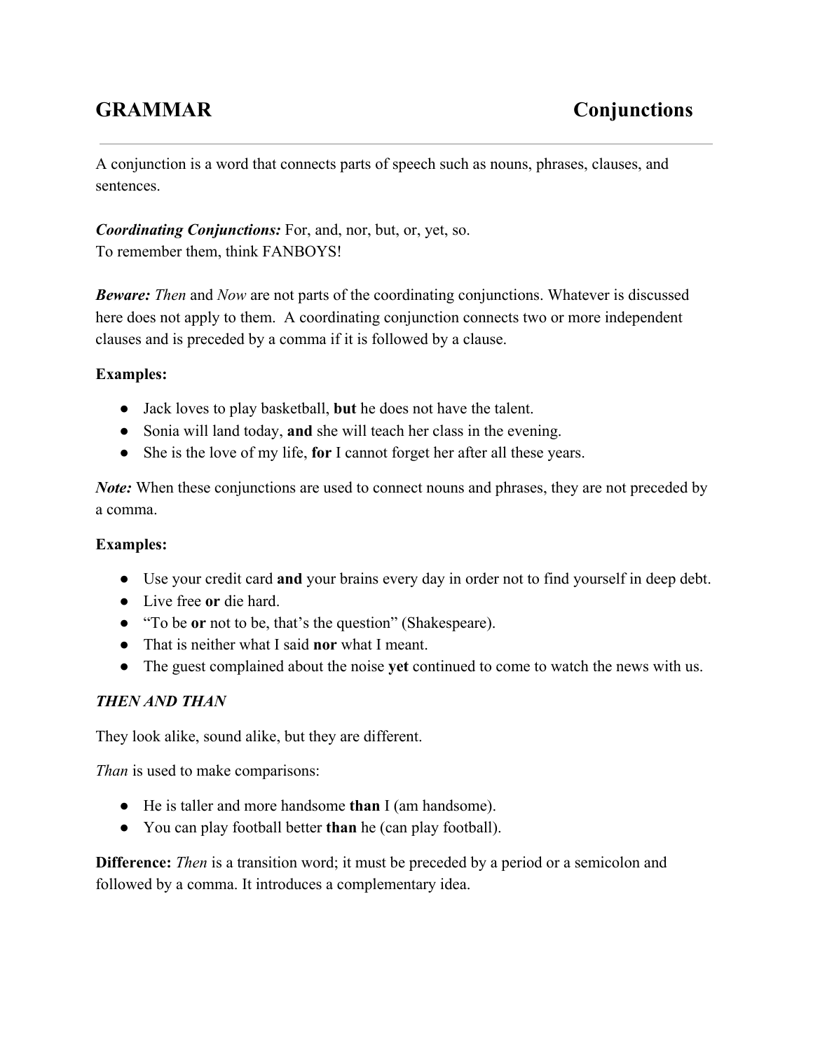# GRAMMAR — Conjunctions

A conjunction is a word that connects parts of speech such as nouns, phrases, clauses, and sentences.

***Coordinating Conjunctions:*** For, and, nor, but, or, yet, so.
To remember them, think FANBOYS!

***Beware:*** *Then* and *Now* are not parts of the coordinating conjunctions. Whatever is discussed here does not apply to them. A coordinating conjunction connects two or more independent clauses and is preceded by a comma if it is followed by a clause.

**Examples:**

- Jack loves to play basketball, **but** he does not have the talent.
- Sonia will land today, **and** she will teach her class in the evening.
- She is the love of my life, **for** I cannot forget her after all these years.

***Note:*** When these conjunctions are used to connect nouns and phrases, they are not preceded by a comma.

**Examples:**

- Use your credit card **and** your brains every day in order not to find yourself in deep debt.
- Live free **or** die hard.
- "To be **or** not to be, that's the question" (Shakespeare).
- That is neither what I said **nor** what I meant.
- The guest complained about the noise **yet** continued to come to watch the news with us.

***THEN AND THAN***

They look alike, sound alike, but they are different.

*Than* is used to make comparisons:

- He is taller and more handsome **than** I (am handsome).
- You can play football better **than** he (can play football).

**Difference:** *Then* is a transition word; it must be preceded by a period or a semicolon and followed by a comma. It introduces a complementary idea.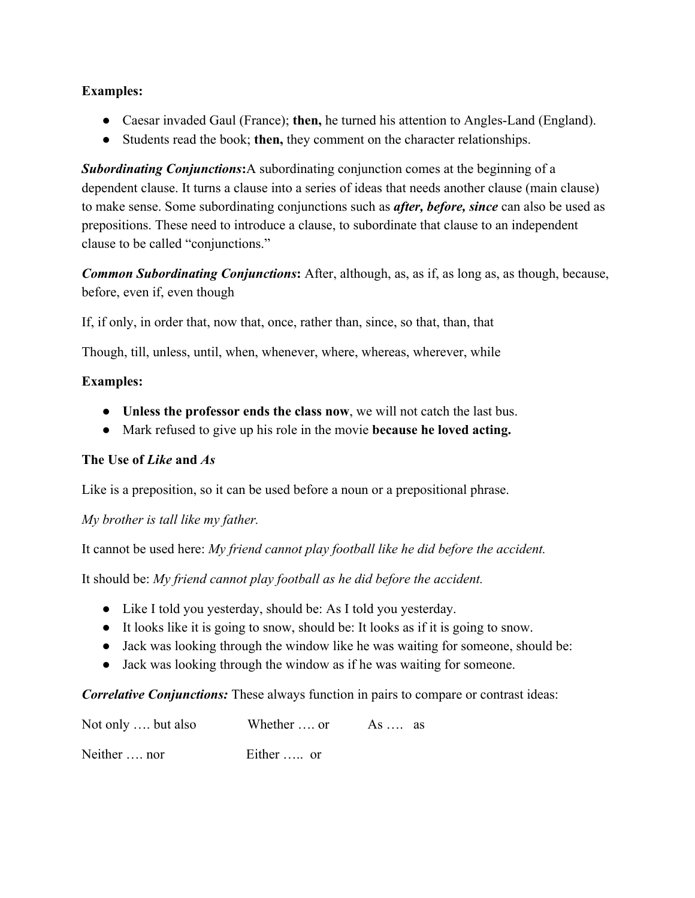**Examples:**

- Caesar invaded Gaul (France); **then,** he turned his attention to Angles-Land (England).
- Students read the book; **then,** they comment on the character relationships.

***Subordinating Conjunctions*:**A subordinating conjunction comes at the beginning of a dependent clause. It turns a clause into a series of ideas that needs another clause (main clause) to make sense. Some subordinating conjunctions such as ***after, before, since*** can also be used as prepositions. These need to introduce a clause, to subordinate that clause to an independent clause to be called "conjunctions."

***Common Subordinating Conjunctions*:** After, although, as, as if, as long as, as though, because, before, even if, even though

If, if only, in order that, now that, once, rather than, since, so that, than, that

Though, till, unless, until, when, whenever, where, whereas, wherever, while

**Examples:**

- **Unless the professor ends the class now**, we will not catch the last bus.
- Mark refused to give up his role in the movie **because he loved acting.**

**The Use of *Like* and *As***

Like is a preposition, so it can be used before a noun or a prepositional phrase.

*My brother is tall like my father.*

It cannot be used here: *My friend cannot play football like he did before the accident.*

It should be: *My friend cannot play football as he did before the accident.*

- Like I told you yesterday, should be: As I told you yesterday.
- It looks like it is going to snow, should be: It looks as if it is going to snow.
- Jack was looking through the window like he was waiting for someone, should be:
- Jack was looking through the window as if he was waiting for someone.

***Correlative Conjunctions:*** These always function in pairs to compare or contrast ideas:

Not only …. but also      Whether …. or      As ….  as

Neither …. nor      Either ….. or